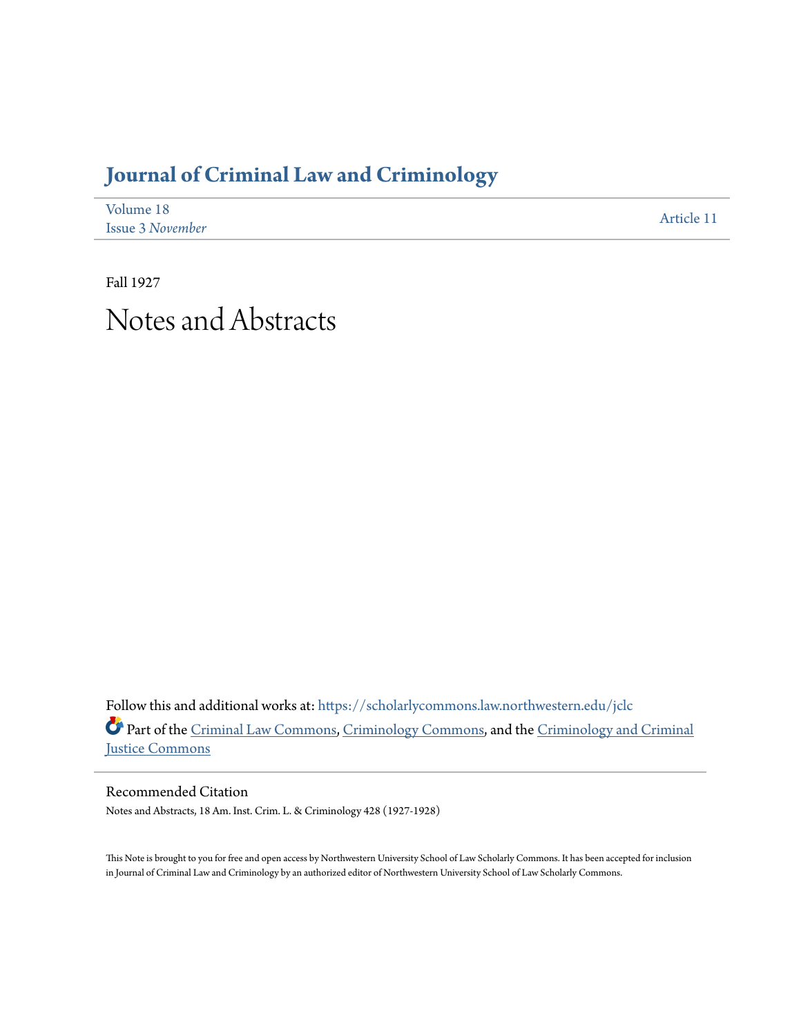# Journal of Criminal Law and Criminology

Volume 18
Issue 3 *November*

Article 11

Fall 1927

# Notes and Abstracts

Follow this and additional works at: https://scholarlycommons.law.northwestern.edu/jclc

Part of the Criminal Law Commons, Criminology Commons, and the Criminology and Criminal Justice Commons

## Recommended Citation

Notes and Abstracts, 18 Am. Inst. Crim. L. & Criminology 428 (1927-1928)

This Note is brought to you for free and open access by Northwestern University School of Law Scholarly Commons. It has been accepted for inclusion in Journal of Criminal Law and Criminology by an authorized editor of Northwestern University School of Law Scholarly Commons.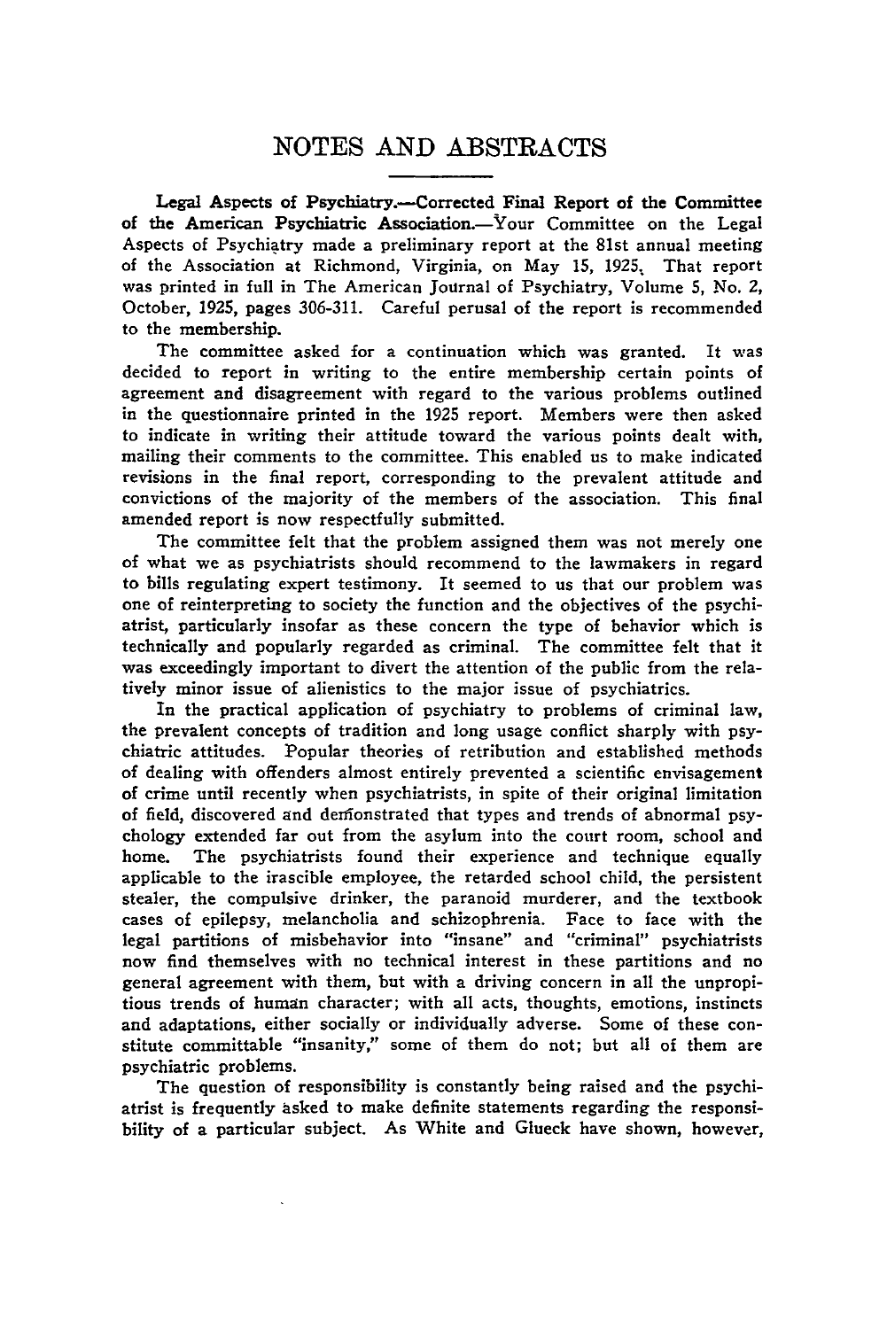# NOTES AND ABSTRACTS

**Legal Aspects of Psychiatry.—Corrected Final Report of the Committee of the American Psychiatric Association.**—Your Committee on the Legal Aspects of Psychiatry made a preliminary report at the 81st annual meeting of the Association at Richmond, Virginia, on May 15, 1925. That report was printed in full in The American Journal of Psychiatry, Volume 5, No. 2, October, 1925, pages 306-311. Careful perusal of the report is recommended to the membership.

The committee asked for a continuation which was granted. It was decided to report in writing to the entire membership certain points of agreement and disagreement with regard to the various problems outlined in the questionnaire printed in the 1925 report. Members were then asked to indicate in writing their attitude toward the various points dealt with, mailing their comments to the committee. This enabled us to make indicated revisions in the final report, corresponding to the prevalent attitude and convictions of the majority of the members of the association. This final amended report is now respectfully submitted.

The committee felt that the problem assigned them was not merely one of what we as psychiatrists should recommend to the lawmakers in regard to bills regulating expert testimony. It seemed to us that our problem was one of reinterpreting to society the function and the objectives of the psychiatrist, particularly insofar as these concern the type of behavior which is technically and popularly regarded as criminal. The committee felt that it was exceedingly important to divert the attention of the public from the relatively minor issue of alienistics to the major issue of psychiatrics.

In the practical application of psychiatry to problems of criminal law, the prevalent concepts of tradition and long usage conflict sharply with psychiatric attitudes. Popular theories of retribution and established methods of dealing with offenders almost entirely prevented a scientific envisagement of crime until recently when psychiatrists, in spite of their original limitation of field, discovered and demonstrated that types and trends of abnormal psychology extended far out from the asylum into the court room, school and home. The psychiatrists found their experience and technique equally applicable to the irascible employee, the retarded school child, the persistent stealer, the compulsive drinker, the paranoid murderer, and the textbook cases of epilepsy, melancholia and schizophrenia. Face to face with the legal partitions of misbehavior into "insane" and "criminal" psychiatrists now find themselves with no technical interest in these partitions and no general agreement with them, but with a driving concern in all the unpropitious trends of human character; with all acts, thoughts, emotions, instincts and adaptations, either socially or individually adverse. Some of these constitute committable "insanity," some of them do not; but all of them are psychiatric problems.

The question of responsibility is constantly being raised and the psychiatrist is frequently asked to make definite statements regarding the responsibility of a particular subject. As White and Glueck have shown, however,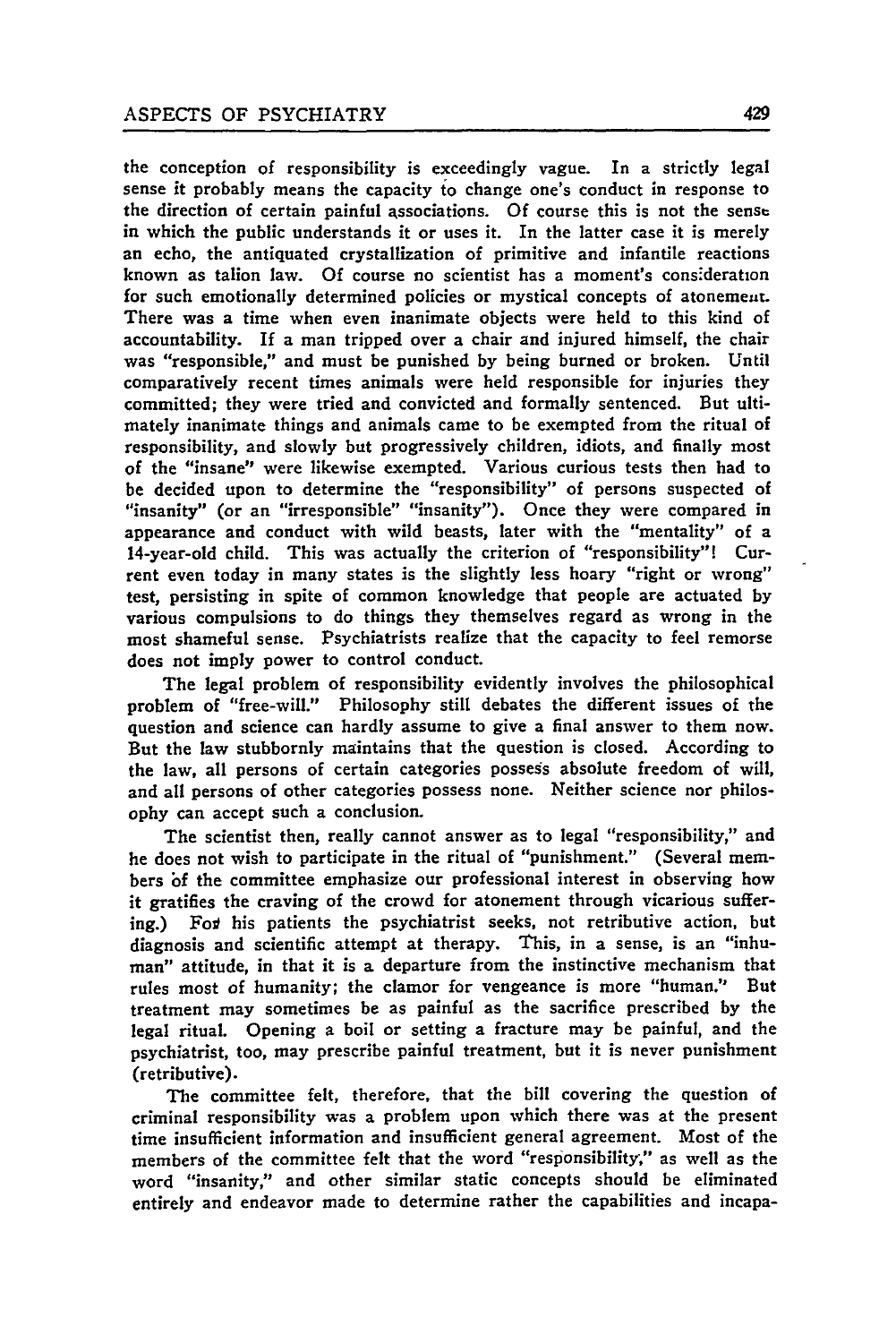the conception of responsibility is exceedingly vague. In a strictly legal sense it probably means the capacity to change one's conduct in response to the direction of certain painful associations. Of course this is not the sense in which the public understands it or uses it. In the latter case it is merely an echo, the antiquated crystallization of primitive and infantile reactions known as talion law. Of course no scientist has a moment's consideration for such emotionally determined policies or mystical concepts of atonement. There was a time when even inanimate objects were held to this kind of accountability. If a man tripped over a chair and injured himself, the chair was "responsible," and must be punished by being burned or broken. Until comparatively recent times animals were held responsible for injuries they committed; they were tried and convicted and formally sentenced. But ultimately inanimate things and animals came to be exempted from the ritual of responsibility, and slowly but progressively children, idiots, and finally most of the "insane" were likewise exempted. Various curious tests then had to be decided upon to determine the "responsibility" of persons suspected of "insanity" (or an "irresponsible" "insanity"). Once they were compared in appearance and conduct with wild beasts, later with the "mentality" of a 14-year-old child. This was actually the criterion of "responsibility"! Current even today in many states is the slightly less hoary "right or wrong" test, persisting in spite of common knowledge that people are actuated by various compulsions to do things they themselves regard as wrong in the most shameful sense. Psychiatrists realize that the capacity to feel remorse does not imply power to control conduct.

The legal problem of responsibility evidently involves the philosophical problem of "free-will." Philosophy still debates the different issues of the question and science can hardly assume to give a final answer to them now. But the law stubbornly maintains that the question is closed. According to the law, all persons of certain categories possess absolute freedom of will, and all persons of other categories possess none. Neither science nor philosophy can accept such a conclusion.

The scientist then, really cannot answer as to legal "responsibility," and he does not wish to participate in the ritual of "punishment." (Several members of the committee emphasize our professional interest in observing how it gratifies the craving of the crowd for atonement through vicarious suffering.) For his patients the psychiatrist seeks, not retributive action, but diagnosis and scientific attempt at therapy. This, in a sense, is an "inhuman" attitude, in that it is a departure from the instinctive mechanism that rules most of humanity; the clamor for vengeance is more "human." But treatment may sometimes be as painful as the sacrifice prescribed by the legal ritual. Opening a boil or setting a fracture may be painful, and the psychiatrist, too, may prescribe painful treatment, but it is never punishment (retributive).

The committee felt, therefore, that the bill covering the question of criminal responsibility was a problem upon which there was at the present time insufficient information and insufficient general agreement. Most of the members of the committee felt that the word "responsibility," as well as the word "insanity," and other similar static concepts should be eliminated entirely and endeavor made to determine rather the capabilities and incapa-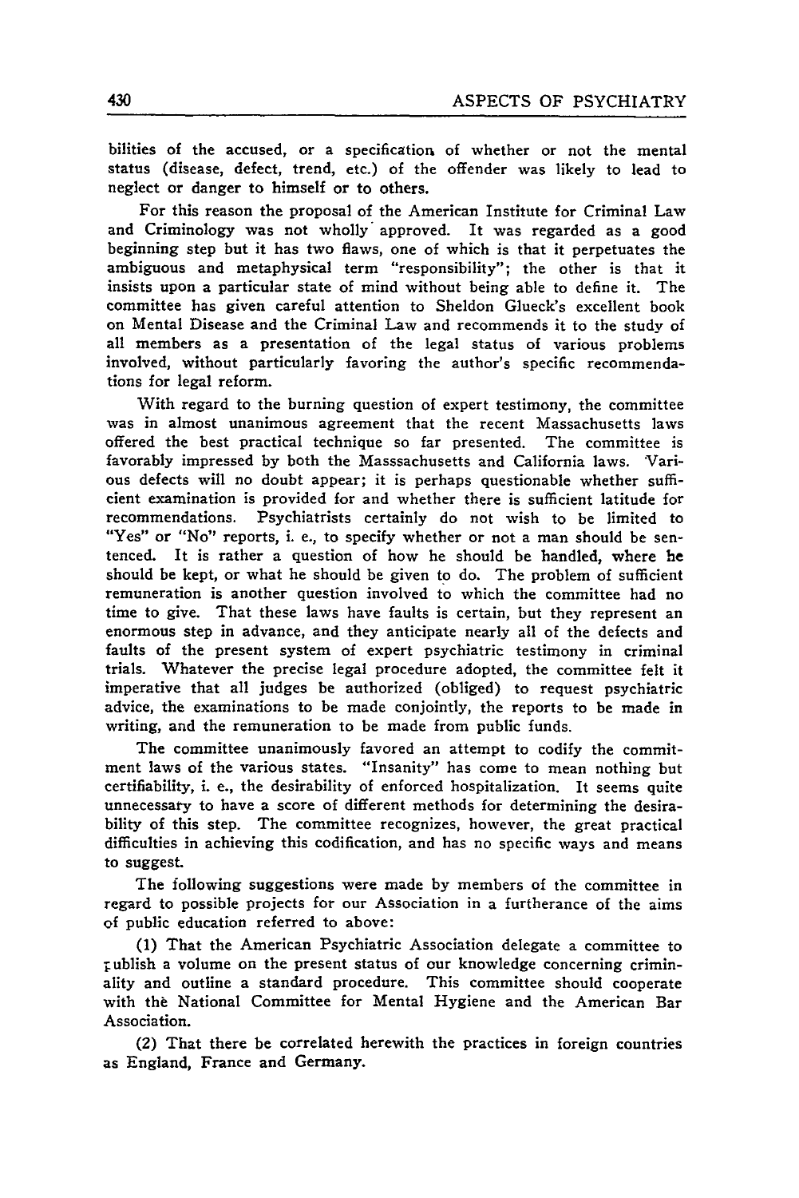bilities of the accused, or a specification of whether or not the mental status (disease, defect, trend, etc.) of the offender was likely to lead to neglect or danger to himself or to others.

For this reason the proposal of the American Institute for Criminal Law and Criminology was not wholly approved. It was regarded as a good beginning step but it has two flaws, one of which is that it perpetuates the ambiguous and metaphysical term "responsibility"; the other is that it insists upon a particular state of mind without being able to define it. The committee has given careful attention to Sheldon Glueck's excellent book on Mental Disease and the Criminal Law and recommends it to the study of all members as a presentation of the legal status of various problems involved, without particularly favoring the author's specific recommendations for legal reform.

With regard to the burning question of expert testimony, the committee was in almost unanimous agreement that the recent Massachusetts laws offered the best practical technique so far presented. The committee is favorably impressed by both the Masssachusetts and California laws. Various defects will no doubt appear; it is perhaps questionable whether sufficient examination is provided for and whether there is sufficient latitude for recommendations. Psychiatrists certainly do not wish to be limited to "Yes" or "No" reports, i. e., to specify whether or not a man should be sentenced. It is rather a question of how he should be handled, where he should be kept, or what he should be given to do. The problem of sufficient remuneration is another question involved to which the committee had no time to give. That these laws have faults is certain, but they represent an enormous step in advance, and they anticipate nearly all of the defects and faults of the present system of expert psychiatric testimony in criminal trials. Whatever the precise legal procedure adopted, the committee felt it imperative that all judges be authorized (obliged) to request psychiatric advice, the examinations to be made conjointly, the reports to be made in writing, and the remuneration to be made from public funds.

The committee unanimously favored an attempt to codify the commitment laws of the various states. "Insanity" has come to mean nothing but certifiability, i. e., the desirability of enforced hospitalization. It seems quite unnecessary to have a score of different methods for determining the desirability of this step. The committee recognizes, however, the great practical difficulties in achieving this codification, and has no specific ways and means to suggest.

The following suggestions were made by members of the committee in regard to possible projects for our Association in a furtherance of the aims of public education referred to above:

(1) That the American Psychiatric Association delegate a committee to publish a volume on the present status of our knowledge concerning criminality and outline a standard procedure. This committee should cooperate with the National Committee for Mental Hygiene and the American Bar Association.

(2) That there be correlated herewith the practices in foreign countries as England, France and Germany.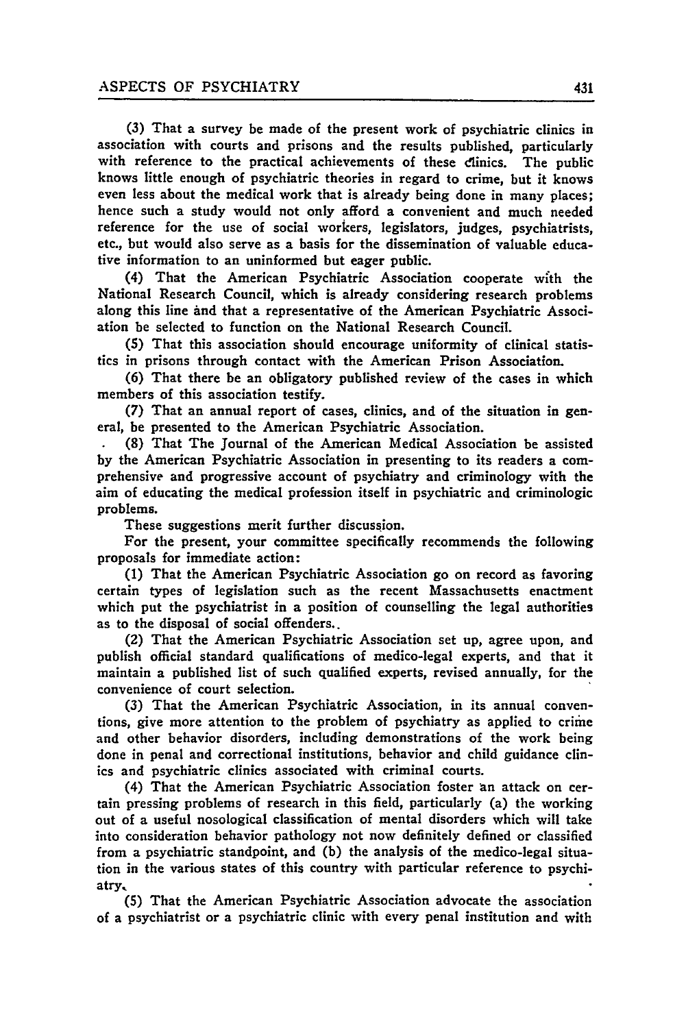(3) That a survey be made of the present work of psychiatric clinics in association with courts and prisons and the results published, particularly with reference to the practical achievements of these clinics. The public knows little enough of psychiatric theories in regard to crime, but it knows even less about the medical work that is already being done in many places; hence such a study would not only afford a convenient and much needed reference for the use of social workers, legislators, judges, psychiatrists, etc., but would also serve as a basis for the dissemination of valuable educative information to an uninformed but eager public.

(4) That the American Psychiatric Association cooperate with the National Research Council, which is already considering research problems along this line and that a representative of the American Psychiatric Association be selected to function on the National Research Council.

(5) That this association should encourage uniformity of clinical statistics in prisons through contact with the American Prison Association.

(6) That there be an obligatory published review of the cases in which members of this association testify.

(7) That an annual report of cases, clinics, and of the situation in general, be presented to the American Psychiatric Association.

(8) That The Journal of the American Medical Association be assisted by the American Psychiatric Association in presenting to its readers a comprehensive and progressive account of psychiatry and criminology with the aim of educating the medical profession itself in psychiatric and criminologic problems.

These suggestions merit further discussion.

For the present, your committee specifically recommends the following proposals for immediate action:

(1) That the American Psychiatric Association go on record as favoring certain types of legislation such as the recent Massachusetts enactment which put the psychiatrist in a position of counselling the legal authorities as to the disposal of social offenders.

(2) That the American Psychiatric Association set up, agree upon, and publish official standard qualifications of medico-legal experts, and that it maintain a published list of such qualified experts, revised annually, for the convenience of court selection.

(3) That the American Psychiatric Association, in its annual conventions, give more attention to the problem of psychiatry as applied to crime and other behavior disorders, including demonstrations of the work being done in penal and correctional institutions, behavior and child guidance clinics and psychiatric clinics associated with criminal courts.

(4) That the American Psychiatric Association foster an attack on certain pressing problems of research in this field, particularly (a) the working out of a useful nosological classification of mental disorders which will take into consideration behavior pathology not now definitely defined or classified from a psychiatric standpoint, and (b) the analysis of the medico-legal situation in the various states of this country with particular reference to psychiatry.

(5) That the American Psychiatric Association advocate the association of a psychiatrist or a psychiatric clinic with every penal institution and with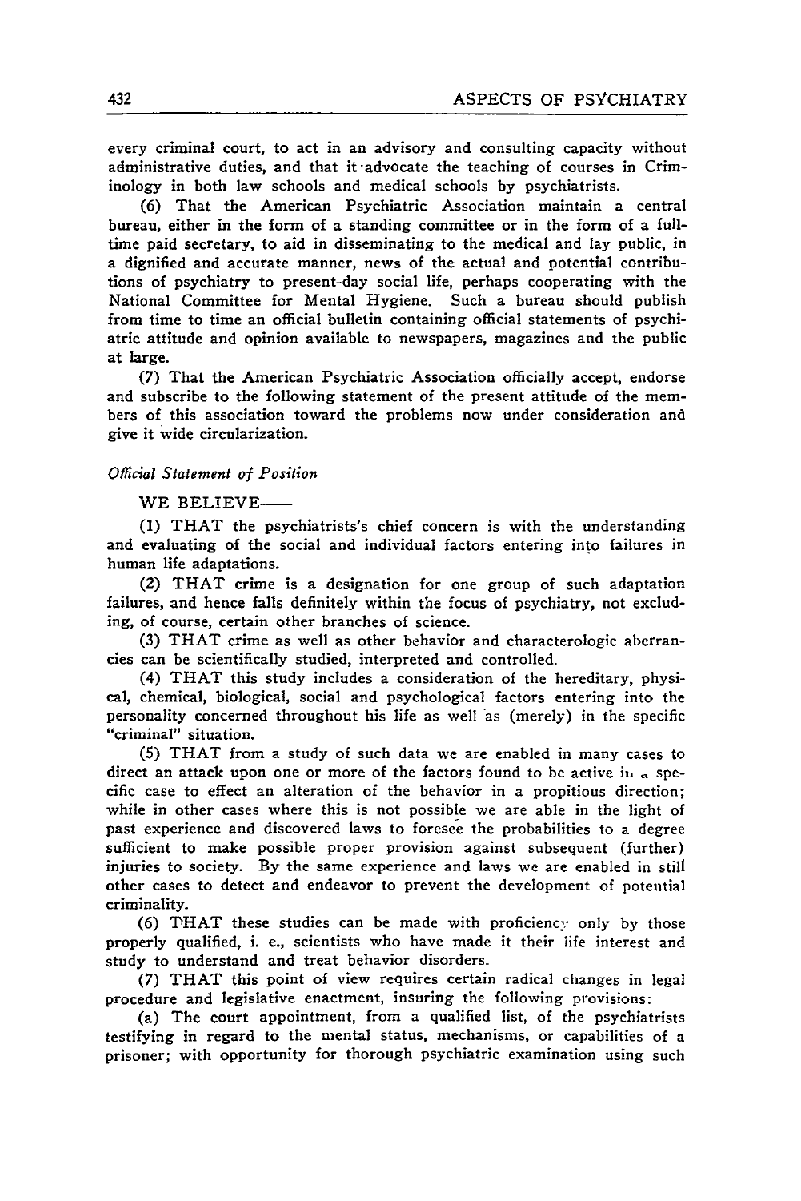every criminal court, to act in an advisory and consulting capacity without administrative duties, and that it advocate the teaching of courses in Criminology in both law schools and medical schools by psychiatrists.

(6) That the American Psychiatric Association maintain a central bureau, either in the form of a standing committee or in the form of a full-time paid secretary, to aid in disseminating to the medical and lay public, in a dignified and accurate manner, news of the actual and potential contributions of psychiatry to present-day social life, perhaps cooperating with the National Committee for Mental Hygiene. Such a bureau should publish from time to time an official bulletin containing official statements of psychiatric attitude and opinion available to newspapers, magazines and the public at large.

(7) That the American Psychiatric Association officially accept, endorse and subscribe to the following statement of the present attitude of the members of this association toward the problems now under consideration and give it wide circularization.

*Official Statement of Position*

WE BELIEVE——

(1) THAT the psychiatrists's chief concern is with the understanding and evaluating of the social and individual factors entering into failures in human life adaptations.

(2) THAT crime is a designation for one group of such adaptation failures, and hence falls definitely within the focus of psychiatry, not excluding, of course, certain other branches of science.

(3) THAT crime as well as other behavior and characterologic aberrancies can be scientifically studied, interpreted and controlled.

(4) THAT this study includes a consideration of the hereditary, physical, chemical, biological, social and psychological factors entering into the personality concerned throughout his life as well as (merely) in the specific "criminal" situation.

(5) THAT from a study of such data we are enabled in many cases to direct an attack upon one or more of the factors found to be active in a specific case to effect an alteration of the behavior in a propitious direction; while in other cases where this is not possible we are able in the light of past experience and discovered laws to foresee the probabilities to a degree sufficient to make possible proper provision against subsequent (further) injuries to society. By the same experience and laws we are enabled in still other cases to detect and endeavor to prevent the development of potential criminality.

(6) THAT these studies can be made with proficiency only by those properly qualified, i. e., scientists who have made it their life interest and study to understand and treat behavior disorders.

(7) THAT this point of view requires certain radical changes in legal procedure and legislative enactment, insuring the following provisions:

(a) The court appointment, from a qualified list, of the psychiatrists testifying in regard to the mental status, mechanisms, or capabilities of a prisoner; with opportunity for thorough psychiatric examination using such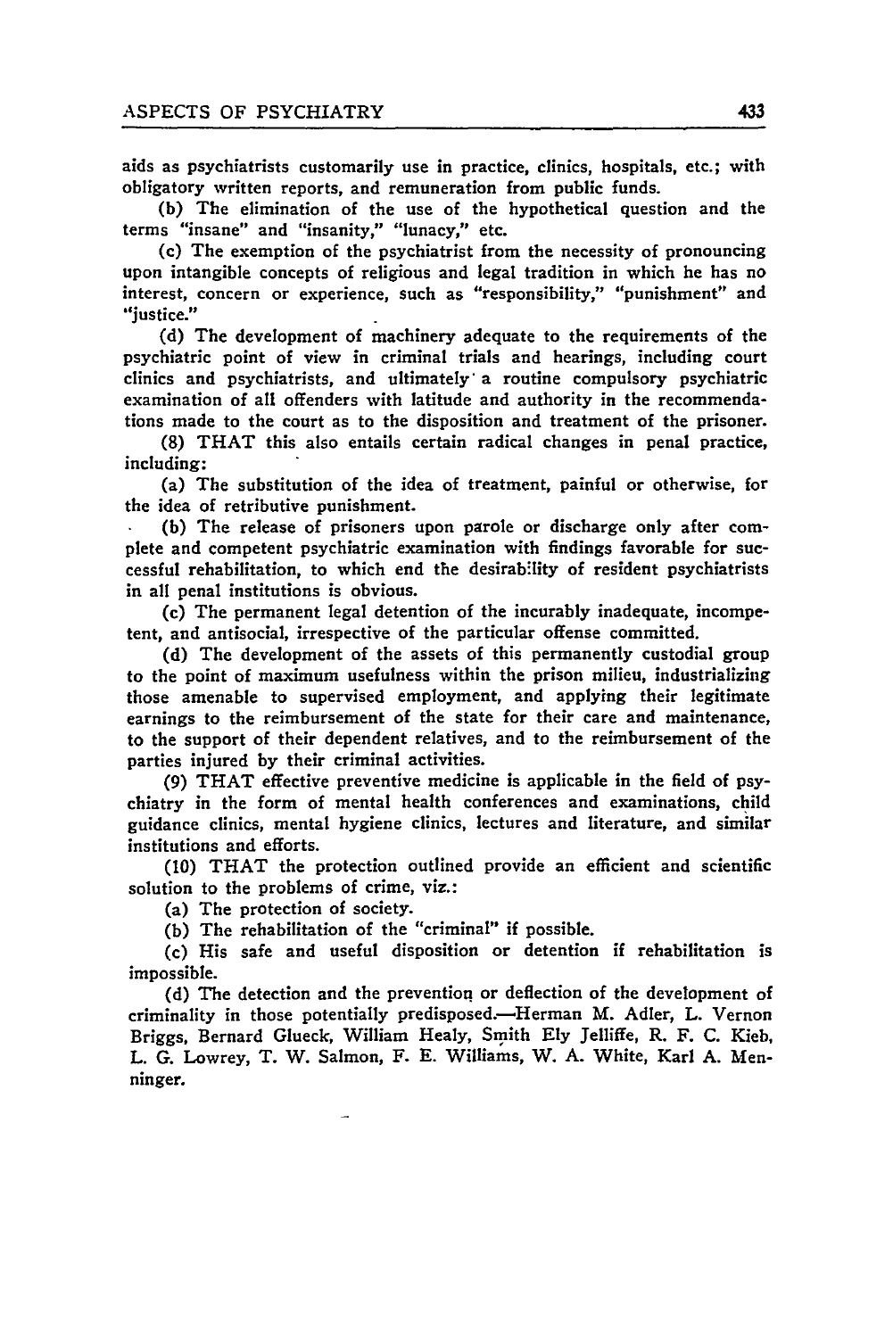aids as psychiatrists customarily use in practice, clinics, hospitals, etc.; with obligatory written reports, and remuneration from public funds.

(b) The elimination of the use of the hypothetical question and the terms "insane" and "insanity," "lunacy," etc.

(c) The exemption of the psychiatrist from the necessity of pronouncing upon intangible concepts of religious and legal tradition in which he has no interest, concern or experience, such as "responsibility," "punishment" and "justice."

(d) The development of machinery adequate to the requirements of the psychiatric point of view in criminal trials and hearings, including court clinics and psychiatrists, and ultimately a routine compulsory psychiatric examination of all offenders with latitude and authority in the recommendations made to the court as to the disposition and treatment of the prisoner.

(8) THAT this also entails certain radical changes in penal practice, including:

(a) The substitution of the idea of treatment, painful or otherwise, for the idea of retributive punishment.

(b) The release of prisoners upon parole or discharge only after complete and competent psychiatric examination with findings favorable for successful rehabilitation, to which end the desirability of resident psychiatrists in all penal institutions is obvious.

(c) The permanent legal detention of the incurably inadequate, incompetent, and antisocial, irrespective of the particular offense committed.

(d) The development of the assets of this permanently custodial group to the point of maximum usefulness within the prison milieu, industrializing those amenable to supervised employment, and applying their legitimate earnings to the reimbursement of the state for their care and maintenance, to the support of their dependent relatives, and to the reimbursement of the parties injured by their criminal activities.

(9) THAT effective preventive medicine is applicable in the field of psychiatry in the form of mental health conferences and examinations, child guidance clinics, mental hygiene clinics, lectures and literature, and similar institutions and efforts.

(10) THAT the protection outlined provide an efficient and scientific solution to the problems of crime, viz.:

(a) The protection of society.

(b) The rehabilitation of the "criminal" if possible.

(c) His safe and useful disposition or detention if rehabilitation is impossible.

(d) The detection and the prevention or deflection of the development of criminality in those potentially predisposed.—Herman M. Adler, L. Vernon Briggs, Bernard Glueck, William Healy, Smith Ely Jelliffe, R. F. C. Kieb, L. G. Lowrey, T. W. Salmon, F. E. Williams, W. A. White, Karl A. Menninger.